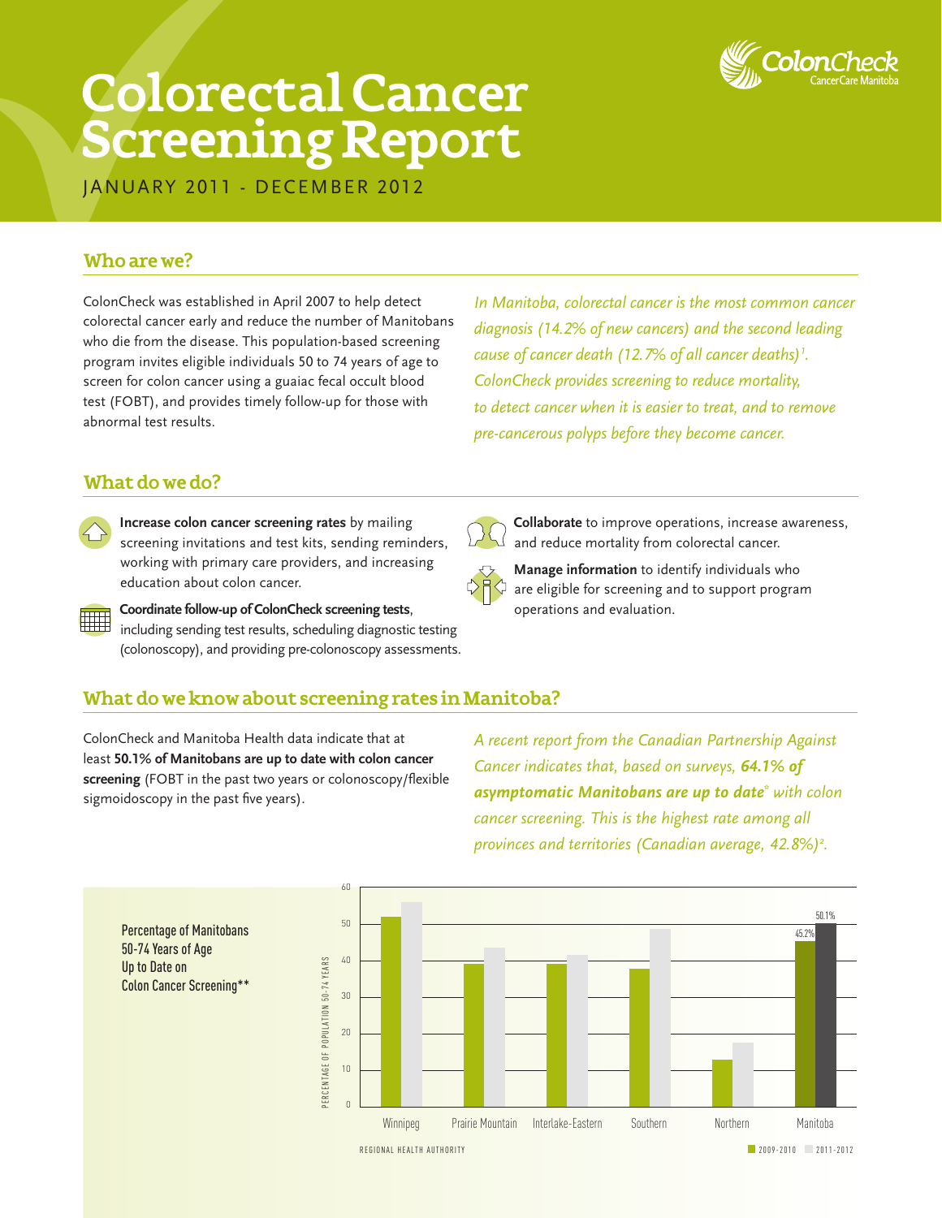# Colorectal Cancer Screening Report

JANUARY 2011 - DECEMBER 2012

ColonCheck CancerCare Manitoba

## Who are we?

ColonCheck was established in April 2007 to help detect colorectal cancer early and reduce the number of Manitobans who die from the disease. This population-based screening program invites eligible individuals 50 to 74 years of age to screen for colon cancer using a guaiac fecal occult blood test (FOBT), and provides timely follow-up for those with abnormal test results.

*In Manitoba, colorectal cancer is the most common cancer diagnosis (14.2% of new cancers) and the second leading cause of cancer death (12.7% of all cancer deaths)[1]. ColonCheck provides screening to reduce mortality, to detect cancer when it is easier to treat, and to remove pre-cancerous polyps before they become cancer.*

## What do we do?

- **Increase colon cancer screening rates** by mailing screening invitations and test kits, sending reminders, working with primary care providers, and increasing education about colon cancer.
- **Coordinate follow-up of ColonCheck screening tests**, including sending test results, scheduling diagnostic testing (colonoscopy), and providing pre-colonoscopy assessments.
- **Collaborate** to improve operations, increase awareness, and reduce mortality from colorectal cancer.
- **Manage information** to identify individuals who are eligible for screening and to support program operations and evaluation.

## What do we know about screening rates in Manitoba?

ColonCheck and Manitoba Health data indicate that at least **50.1% of Manitobans are up to date with colon cancer screening** (FOBT in the past two years or colonoscopy/flexible sigmoidoscopy in the past five years).

*A recent report from the Canadian Partnership Against Cancer indicates that, based on surveys, **64.1% of asymptomatic Manitobans are up to date*** *with colon cancer screening. This is the highest rate among all provinces and territories (Canadian average, 42.8%)[2].*

Percentage of Manitobans 50-74 Years of Age Up to Date on Colon Cancer Screening**

| Regional Health Authority | 2009-2010 | 2011-2012 |
|---|---|---|
| Winnipeg | ~52 | ~56 |
| Prairie Mountain | ~39 | ~43 |
| Interlake-Eastern | ~39 | ~41 |
| Southern | ~38 | ~49 |
| Northern | ~13 | ~18 |
| Manitoba | 45.2% | 50.1% |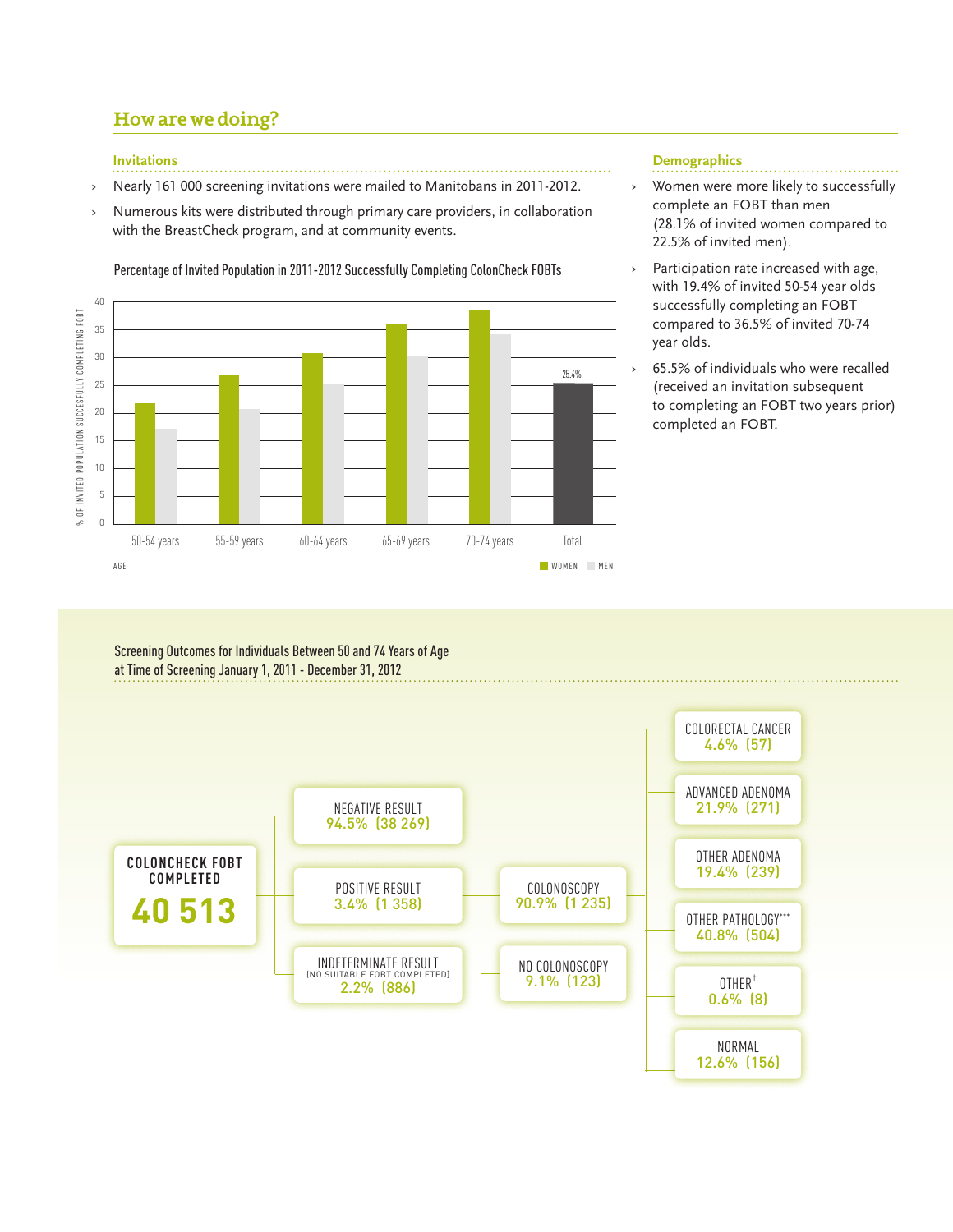## How are we doing?

### Invitations

- Nearly 161 000 screening invitations were mailed to Manitobans in 2011-2012.
- Numerous kits were distributed through primary care providers, in collaboration with the BreastCheck program, and at community events.

**Percentage of Invited Population in 2011-2012 Successfully Completing ColonCheck FOBTs**

| Age | Women (%) | Men (%) |
|---|---|---|
| 50-54 years | ~22 | ~17 |
| 55-59 years | ~27 | ~21 |
| 60-64 years | ~31 | ~25 |
| 65-69 years | ~36 | ~30 |
| 70-74 years | ~38 | ~34 |
| Total | 25.4% | |

### Demographics

- Women were more likely to successfully complete an FOBT than men (28.1% of invited women compared to 22.5% of invited men).
- Participation rate increased with age, with 19.4% of invited 50-54 year olds successfully completing an FOBT compared to 36.5% of invited 70-74 year olds.
- 65.5% of individuals who were recalled (received an invitation subsequent to completing an FOBT two years prior) completed an FOBT.

**Screening Outcomes for Individuals Between 50 and 74 Years of Age at Time of Screening January 1, 2011 - December 31, 2012**

- **ColonCheck FOBT Completed: 40 513**
  - Negative Result: 94.5% (38 269)
  - Positive Result: 3.4% (1 358)
    - Colonoscopy: 90.9% (1 235)
      - Colorectal Cancer: 4.6% (57)
      - Advanced Adenoma: 21.9% (271)
      - Other Adenoma: 19.4% (239)
      - Other Pathology***: 40.8% (504)
      - Other†: 0.6% (8)
      - Normal: 12.6% (156)
    - No Colonoscopy: 9.1% (123)
  - Indeterminate Result [No suitable FOBT completed]: 2.2% (886)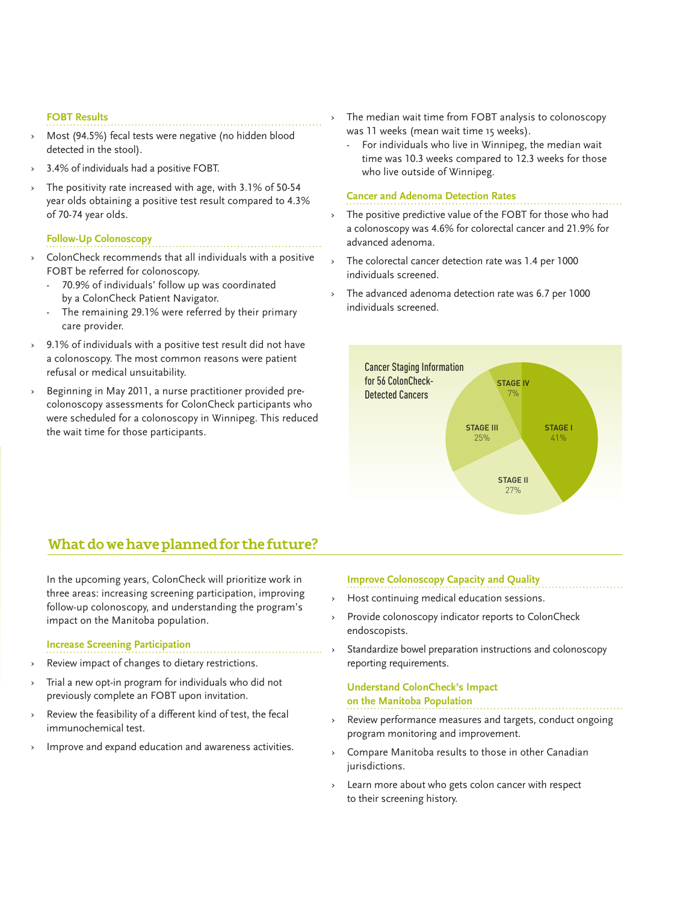### FOBT Results

- Most (94.5%) fecal tests were negative (no hidden blood detected in the stool).
- 3.4% of individuals had a positive FOBT.
- The positivity rate increased with age, with 3.1% of 50-54 year olds obtaining a positive test result compared to 4.3% of 70-74 year olds.

### Follow-Up Colonoscopy

- ColonCheck recommends that all individuals with a positive FOBT be referred for colonoscopy.
  - 70.9% of individuals' follow up was coordinated by a ColonCheck Patient Navigator.
  - The remaining 29.1% were referred by their primary care provider.
- 9.1% of individuals with a positive test result did not have a colonoscopy. The most common reasons were patient refusal or medical unsuitability.
- Beginning in May 2011, a nurse practitioner provided pre-colonoscopy assessments for ColonCheck participants who were scheduled for a colonoscopy in Winnipeg. This reduced the wait time for those participants.
- The median wait time from FOBT analysis to colonoscopy was 11 weeks (mean wait time 15 weeks).
  - For individuals who live in Winnipeg, the median wait time was 10.3 weeks compared to 12.3 weeks for those who live outside of Winnipeg.

### Cancer and Adenoma Detection Rates

- The positive predictive value of the FOBT for those who had a colonoscopy was 4.6% for colorectal cancer and 21.9% for advanced adenoma.
- The colorectal cancer detection rate was 1.4 per 1000 individuals screened.
- The advanced adenoma detection rate was 6.7 per 1000 individuals screened.

Cancer Staging Information for 56 ColonCheck-Detected Cancers

| Stage | Percent |
|---|---|
| STAGE I | 41% |
| STAGE II | 27% |
| STAGE III | 25% |
| STAGE IV | 7% |

## What do we have planned for the future?

In the upcoming years, ColonCheck will prioritize work in three areas: increasing screening participation, improving follow-up colonoscopy, and understanding the program's impact on the Manitoba population.

### Increase Screening Participation

- Review impact of changes to dietary restrictions.
- Trial a new opt-in program for individuals who did not previously complete an FOBT upon invitation.
- Review the feasibility of a different kind of test, the fecal immunochemical test.
- Improve and expand education and awareness activities.

### Improve Colonoscopy Capacity and Quality

- Host continuing medical education sessions.
- Provide colonoscopy indicator reports to ColonCheck endoscopists.
- Standardize bowel preparation instructions and colonoscopy reporting requirements.

### Understand ColonCheck's Impact on the Manitoba Population

- Review performance measures and targets, conduct ongoing program monitoring and improvement.
- Compare Manitoba results to those in other Canadian jurisdictions.
- Learn more about who gets colon cancer with respect to their screening history.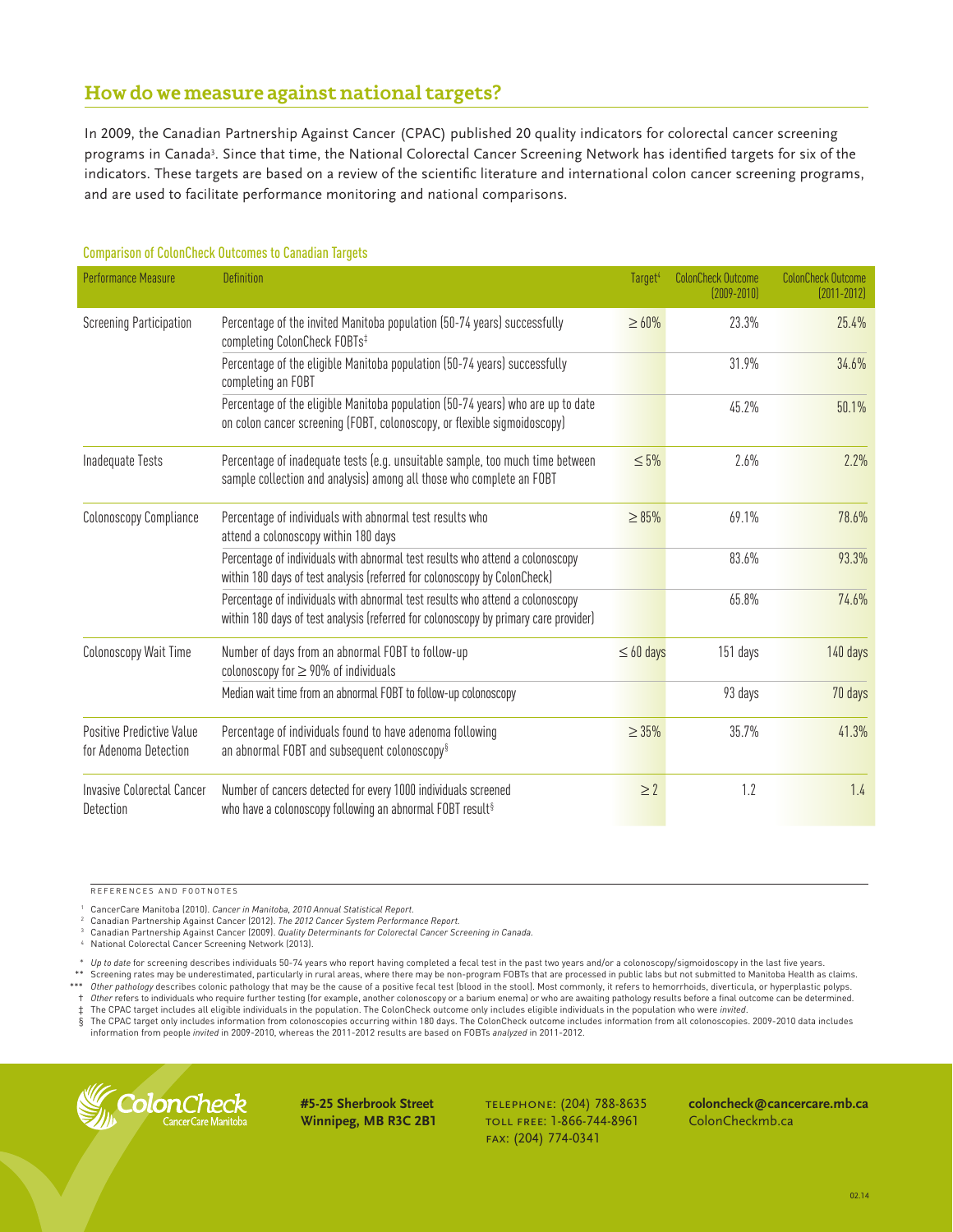## How do we measure against national targets?

In 2009, the Canadian Partnership Against Cancer (CPAC) published 20 quality indicators for colorectal cancer screening programs in Canada[3]. Since that time, the National Colorectal Cancer Screening Network has identified targets for six of the indicators. These targets are based on a review of the scientific literature and international colon cancer screening programs, and are used to facilitate performance monitoring and national comparisons.

### Comparison of ColonCheck Outcomes to Canadian Targets

| Performance Measure | Definition | Target[4] | ColonCheck Outcome (2009-2010) | ColonCheck Outcome (2011-2012) |
|---|---|---|---|---|
| Screening Participation | Percentage of the invited Manitoba population (50-74 years) successfully completing ColonCheck FOBTs‡ | ≥ 60% | 23.3% | 25.4% |
| | Percentage of the eligible Manitoba population (50-74 years) successfully completing an FOBT | | 31.9% | 34.6% |
| | Percentage of the eligible Manitoba population (50-74 years) who are up to date on colon cancer screening (FOBT, colonoscopy, or flexible sigmoidoscopy) | | 45.2% | 50.1% |
| Inadequate Tests | Percentage of inadequate tests (e.g. unsuitable sample, too much time between sample collection and analysis) among all those who complete an FOBT | ≤ 5% | 2.6% | 2.2% |
| Colonoscopy Compliance | Percentage of individuals with abnormal test results who attend a colonoscopy within 180 days | ≥ 85% | 69.1% | 78.6% |
| | Percentage of individuals with abnormal test results who attend a colonoscopy within 180 days of test analysis (referred for colonoscopy by ColonCheck) | | 83.6% | 93.3% |
| | Percentage of individuals with abnormal test results who attend a colonoscopy within 180 days of test analysis (referred for colonoscopy by primary care provider) | | 65.8% | 74.6% |
| Colonoscopy Wait Time | Number of days from an abnormal FOBT to follow-up colonoscopy for ≥ 90% of individuals | ≤ 60 days | 151 days | 140 days |
| | Median wait time from an abnormal FOBT to follow-up colonoscopy | | 93 days | 70 days |
| Positive Predictive Value for Adenoma Detection | Percentage of individuals found to have adenoma following an abnormal FOBT and subsequent colonoscopy§ | ≥ 35% | 35.7% | 41.3% |
| Invasive Colorectal Cancer Detection | Number of cancers detected for every 1000 individuals screened who have a colonoscopy following an abnormal FOBT result§ | ≥ 2 | 1.2 | 1.4 |

REFERENCES AND FOOTNOTES

1 CancerCare Manitoba (2010). *Cancer in Manitoba, 2010 Annual Statistical Report.*
2 Canadian Partnership Against Cancer (2012). *The 2012 Cancer System Performance Report.*
3 Canadian Partnership Against Cancer (2009). *Quality Determinants for Colorectal Cancer Screening in Canada.*
4 National Colorectal Cancer Screening Network (2013).

\* *Up to date* for screening describes individuals 50-74 years who report having completed a fecal test in the past two years and/or a colonoscopy/sigmoidoscopy in the last five years.
\*\* Screening rates may be underestimated, particularly in rural areas, where there may be non-program FOBTs that are processed in public labs but not submitted to Manitoba Health as claims.
\*\*\* *Other pathology* describes colonic pathology that may be the cause of a positive fecal test (blood in the stool). Most commonly, it refers to hemorrhoids, diverticula, or hyperplastic polyps.
† *Other* refers to individuals who require further testing (for example, another colonoscopy or a barium enema) or who are awaiting pathology results before a final outcome can be determined.
‡ The CPAC target includes all eligible individuals in the population. The ColonCheck outcome only includes eligible individuals in the population who were *invited*.
§ The CPAC target only includes information from colonoscopies occurring within 180 days. The ColonCheck outcome includes information from all colonoscopies. 2009-2010 data includes information from people *invited* in 2009-2010, whereas the 2011-2012 results are based on FOBTs *analyzed* in 2011-2012.

ColonCheck CancerCare Manitoba

**#5-25 Sherbrook Street**
**Winnipeg, MB R3C 2B1**

TELEPHONE: (204) 788-8635
TOLL FREE: 1-866-744-8961
FAX: (204) 774-0341

**coloncheck@cancercare.mb.ca**
ColonCheckmb.ca

02.14